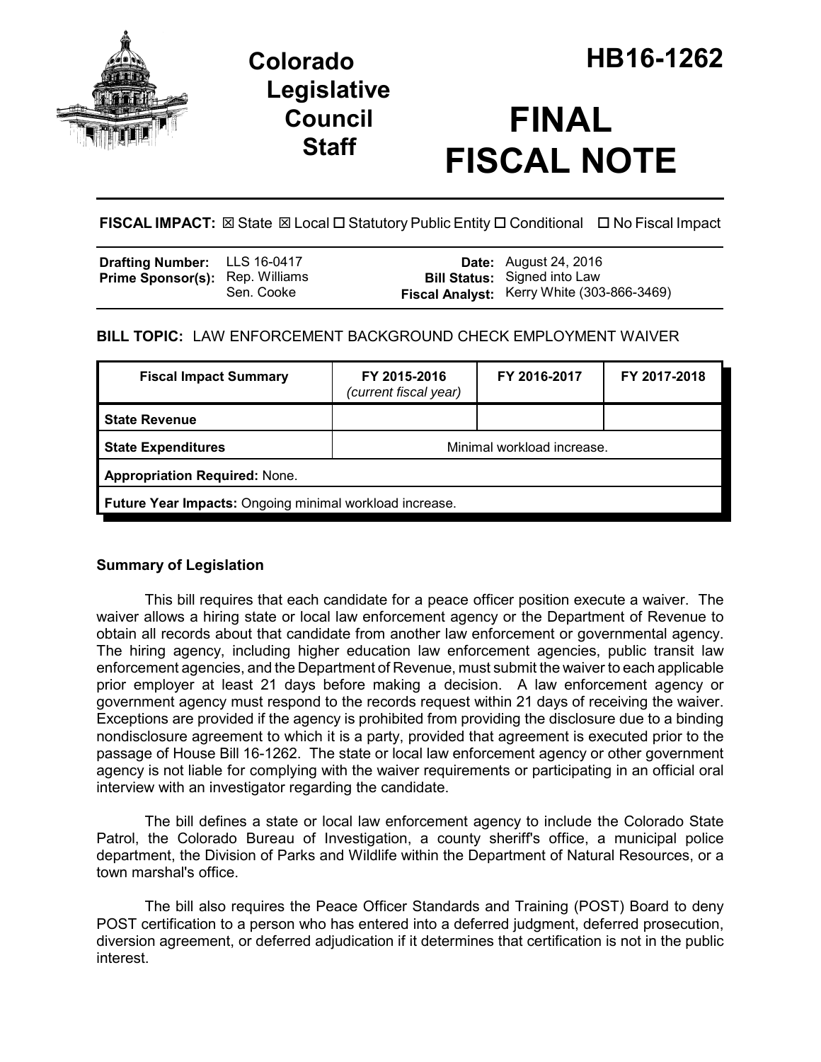# Colorado Legislative Council Staff

# HB16-1262

# FINAL FISCAL NOTE

**FISCAL IMPACT:** ☒ State ☒ Local ☐ Statutory Public Entity ☐ Conditional ☐ No Fiscal Impact

| | | | |
|---|---|---|---|
| **Drafting Number:** | LLS 16-0417 | **Date:** | August 24, 2016 |
| **Prime Sponsor(s):** | Rep. Williams<br>Sen. Cooke | **Bill Status:** | Signed into Law |
| | | **Fiscal Analyst:** | Kerry White (303-866-3469) |

**BILL TOPIC:** LAW ENFORCEMENT BACKGROUND CHECK EMPLOYMENT WAIVER

| Fiscal Impact Summary | FY 2015-2016 *(current fiscal year)* | FY 2016-2017 | FY 2017-2018 |
|---|---|---|---|
| **State Revenue** | | | |
| **State Expenditures** | Minimal workload increase. | | |
| **Appropriation Required:** None. | | | |
| **Future Year Impacts:** Ongoing minimal workload increase. | | | |

### Summary of Legislation

This bill requires that each candidate for a peace officer position execute a waiver. The waiver allows a hiring state or local law enforcement agency or the Department of Revenue to obtain all records about that candidate from another law enforcement or governmental agency. The hiring agency, including higher education law enforcement agencies, public transit law enforcement agencies, and the Department of Revenue, must submit the waiver to each applicable prior employer at least 21 days before making a decision. A law enforcement agency or government agency must respond to the records request within 21 days of receiving the waiver. Exceptions are provided if the agency is prohibited from providing the disclosure due to a binding nondisclosure agreement to which it is a party, provided that agreement is executed prior to the passage of House Bill 16-1262. The state or local law enforcement agency or other government agency is not liable for complying with the waiver requirements or participating in an official oral interview with an investigator regarding the candidate.

The bill defines a state or local law enforcement agency to include the Colorado State Patrol, the Colorado Bureau of Investigation, a county sheriff's office, a municipal police department, the Division of Parks and Wildlife within the Department of Natural Resources, or a town marshal's office.

The bill also requires the Peace Officer Standards and Training (POST) Board to deny POST certification to a person who has entered into a deferred judgment, deferred prosecution, diversion agreement, or deferred adjudication if it determines that certification is not in the public interest.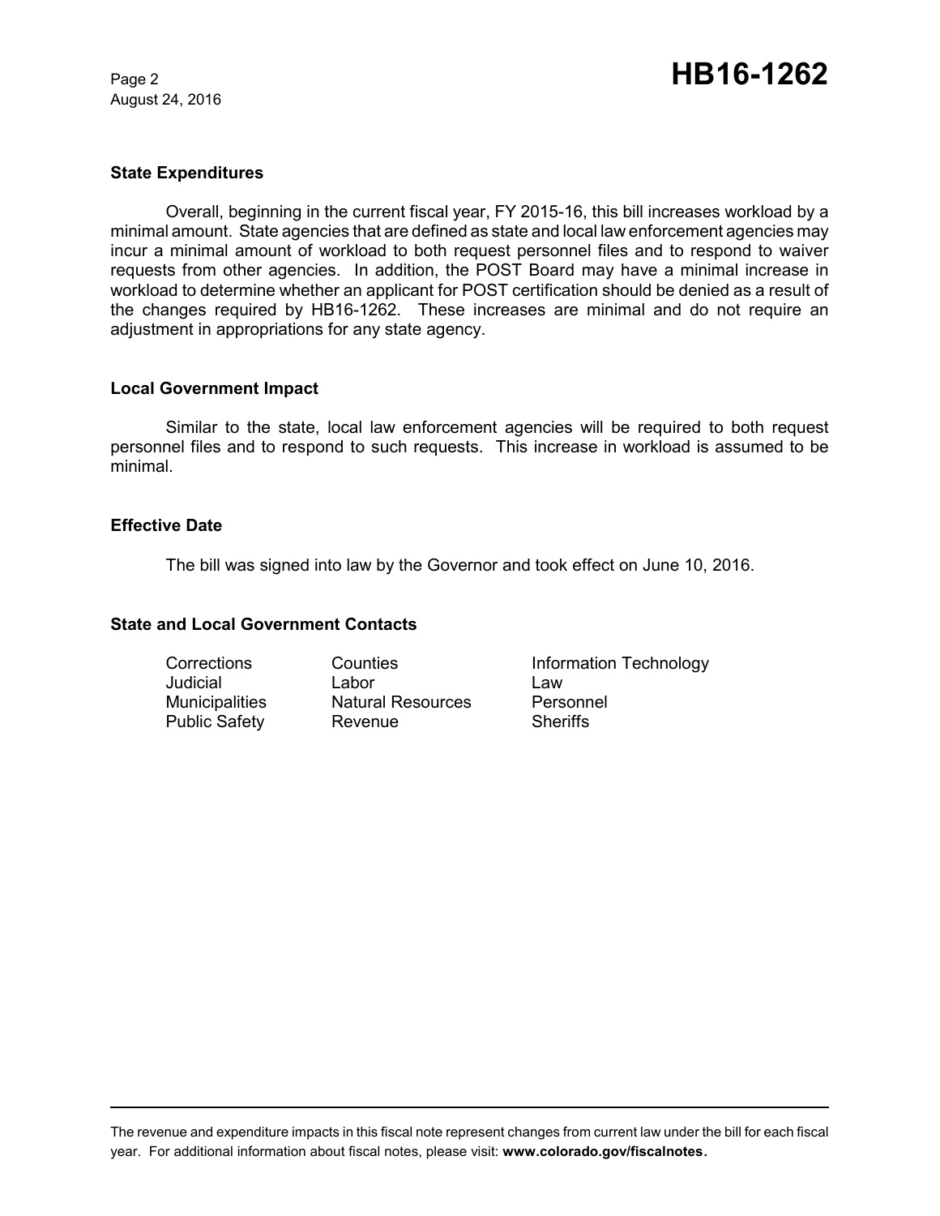### State Expenditures

Overall, beginning in the current fiscal year, FY 2015-16, this bill increases workload by a minimal amount. State agencies that are defined as state and local law enforcement agencies may incur a minimal amount of workload to both request personnel files and to respond to waiver requests from other agencies. In addition, the POST Board may have a minimal increase in workload to determine whether an applicant for POST certification should be denied as a result of the changes required by HB16-1262. These increases are minimal and do not require an adjustment in appropriations for any state agency.

### Local Government Impact

Similar to the state, local law enforcement agencies will be required to both request personnel files and to respond to such requests. This increase in workload is assumed to be minimal.

### Effective Date

The bill was signed into law by the Governor and took effect on June 10, 2016.

### State and Local Government Contacts

| | | |
|---|---|---|
| Corrections | Counties | Information Technology |
| Judicial | Labor | Law |
| Municipalities | Natural Resources | Personnel |
| Public Safety | Revenue | Sheriffs |

The revenue and expenditure impacts in this fiscal note represent changes from current law under the bill for each fiscal year. For additional information about fiscal notes, please visit: **www.colorado.gov/fiscalnotes.**